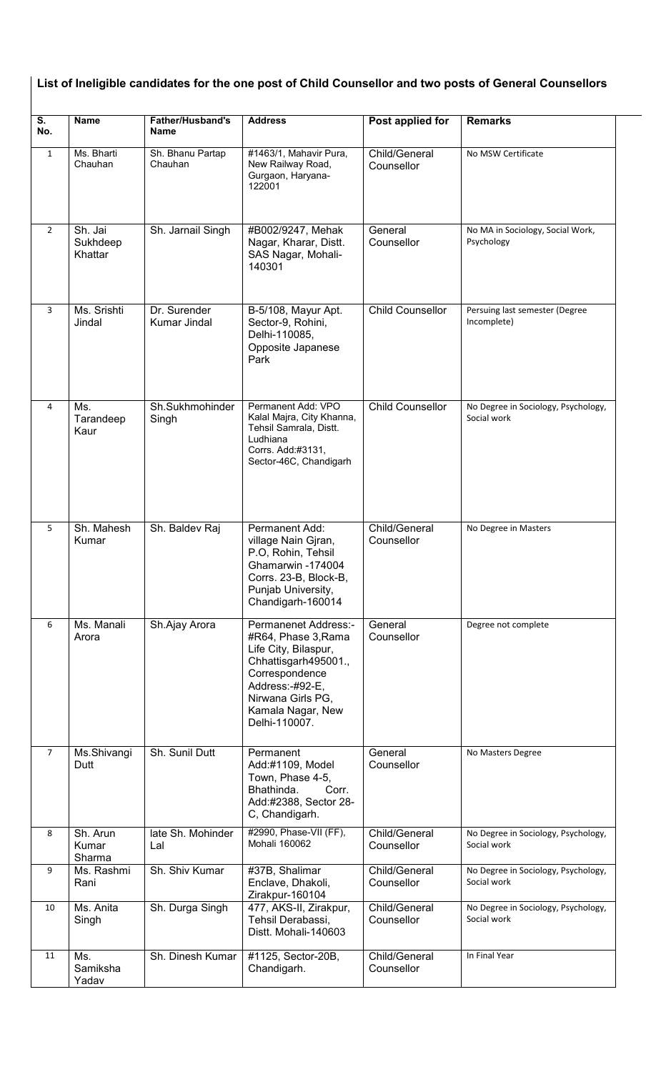**List of Ineligible candidates for the one post of Child Counsellor and two posts of General Counsellors**

| S. No. | Name | Father/Husband's Name | Address | Post applied for | Remarks |
|---|---|---|---|---|---|
| 1 | Ms. Bharti Chauhan | Sh. Bhanu Partap Chauhan | #1463/1, Mahavir Pura, New Railway Road, Gurgaon, Haryana-122001 | Child/General Counsellor | No MSW Certificate |
| 2 | Sh. Jai Sukhdeep Khattar | Sh. Jarnail Singh | #B002/9247, Mehak Nagar, Kharar, Distt. SAS Nagar, Mohali-140301 | General Counsellor | No MA in Sociology, Social Work, Psychology |
| 3 | Ms. Srishti Jindal | Dr. Surender Kumar Jindal | B-5/108, Mayur Apt. Sector-9, Rohini, Delhi-110085, Opposite Japanese Park | Child Counsellor | Persuing last semester (Degree Incomplete) |
| 4 | Ms. Tarandeep Kaur | Sh.Sukhmohinder Singh | Permanent Add: VPO Kalal Majra, City Khanna, Tehsil Samrala, Distt. Ludhiana Corrs. Add:#3131, Sector-46C, Chandigarh | Child Counsellor | No Degree in Sociology, Psychology, Social work |
| 5 | Sh. Mahesh Kumar | Sh. Baldev Raj | Permanent Add: village Nain Gjran, P.O, Rohin, Tehsil Ghamarwin -174004 Corrs. 23-B, Block-B, Punjab University, Chandigarh-160014 | Child/General Counsellor | No Degree in Masters |
| 6 | Ms. Manali Arora | Sh.Ajay Arora | Permanenet Address:- #R64, Phase 3,Rama Life City, Bilaspur, Chhattisgarh495001., Correspondence Address:-#92-E, Nirwana Girls PG, Kamala Nagar, New Delhi-110007. | General Counsellor | Degree not complete |
| 7 | Ms.Shivangi Dutt | Sh. Sunil Dutt | Permanent Add:#1109, Model Town, Phase 4-5, Bhathinda. Corr. Add:#2388, Sector 28-C, Chandigarh. | General Counsellor | No Masters Degree |
| 8 | Sh. Arun Kumar Sharma | late Sh. Mohinder Lal | #2990, Phase-VII (FF), Mohali 160062 | Child/General Counsellor | No Degree in Sociology, Psychology, Social work |
| 9 | Ms. Rashmi Rani | Sh. Shiv Kumar | #37B, Shalimar Enclave, Dhakoli, Zirakpur-160104 | Child/General Counsellor | No Degree in Sociology, Psychology, Social work |
| 10 | Ms. Anita Singh | Sh. Durga Singh | 477, AKS-II, Zirakpur, Tehsil Derabassi, Distt. Mohali-140603 | Child/General Counsellor | No Degree in Sociology, Psychology, Social work |
| 11 | Ms. Samiksha Yadav | Sh. Dinesh Kumar | #1125, Sector-20B, Chandigarh. | Child/General Counsellor | In Final Year |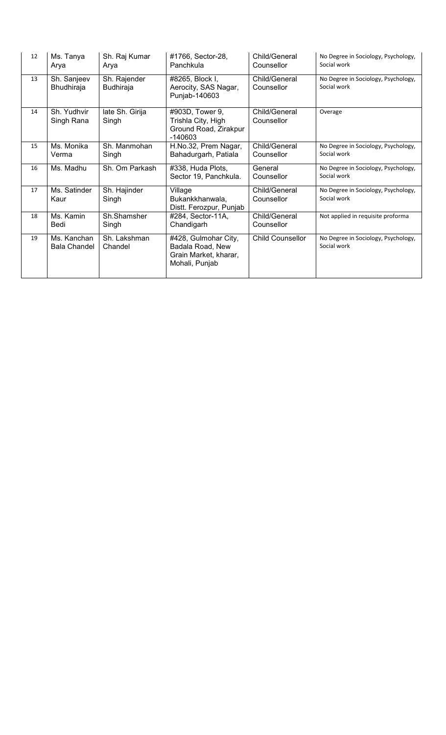| | | | | | |
|---|---|---|---|---|---|
| 12 | Ms. Tanya Arya | Sh. Raj Kumar Arya | #1766, Sector-28, Panchkula | Child/General Counsellor | No Degree in Sociology, Psychology, Social work |
| 13 | Sh. Sanjeev Bhudhiraja | Sh. Rajender Budhiraja | #8265, Block I, Aerocity, SAS Nagar, Punjab-140603 | Child/General Counsellor | No Degree in Sociology, Psychology, Social work |
| 14 | Sh. Yudhvir Singh Rana | late Sh. Girija Singh | #903D, Tower 9, Trishla City, High Ground Road, Zirakpur -140603 | Child/General Counsellor | Overage |
| 15 | Ms. Monika Verma | Sh. Manmohan Singh | H.No.32, Prem Nagar, Bahadurgarh, Patiala | Child/General Counsellor | No Degree in Sociology, Psychology, Social work |
| 16 | Ms. Madhu | Sh. Om Parkash | #338, Huda Plots, Sector 19, Panchkula. | General Counsellor | No Degree in Sociology, Psychology, Social work |
| 17 | Ms. Satinder Kaur | Sh. Hajinder Singh | Village Bukankkhanwala, Distt. Ferozpur, Punjab | Child/General Counsellor | No Degree in Sociology, Psychology, Social work |
| 18 | Ms. Kamin Bedi | Sh.Shamsher Singh | #284, Sector-11A, Chandigarh | Child/General Counsellor | Not applied in requisite proforma |
| 19 | Ms. Kanchan Bala Chandel | Sh. Lakshman Chandel | #428, Gulmohar City, Badala Road, New Grain Market, kharar, Mohali, Punjab | Child Counsellor | No Degree in Sociology, Psychology, Social work |